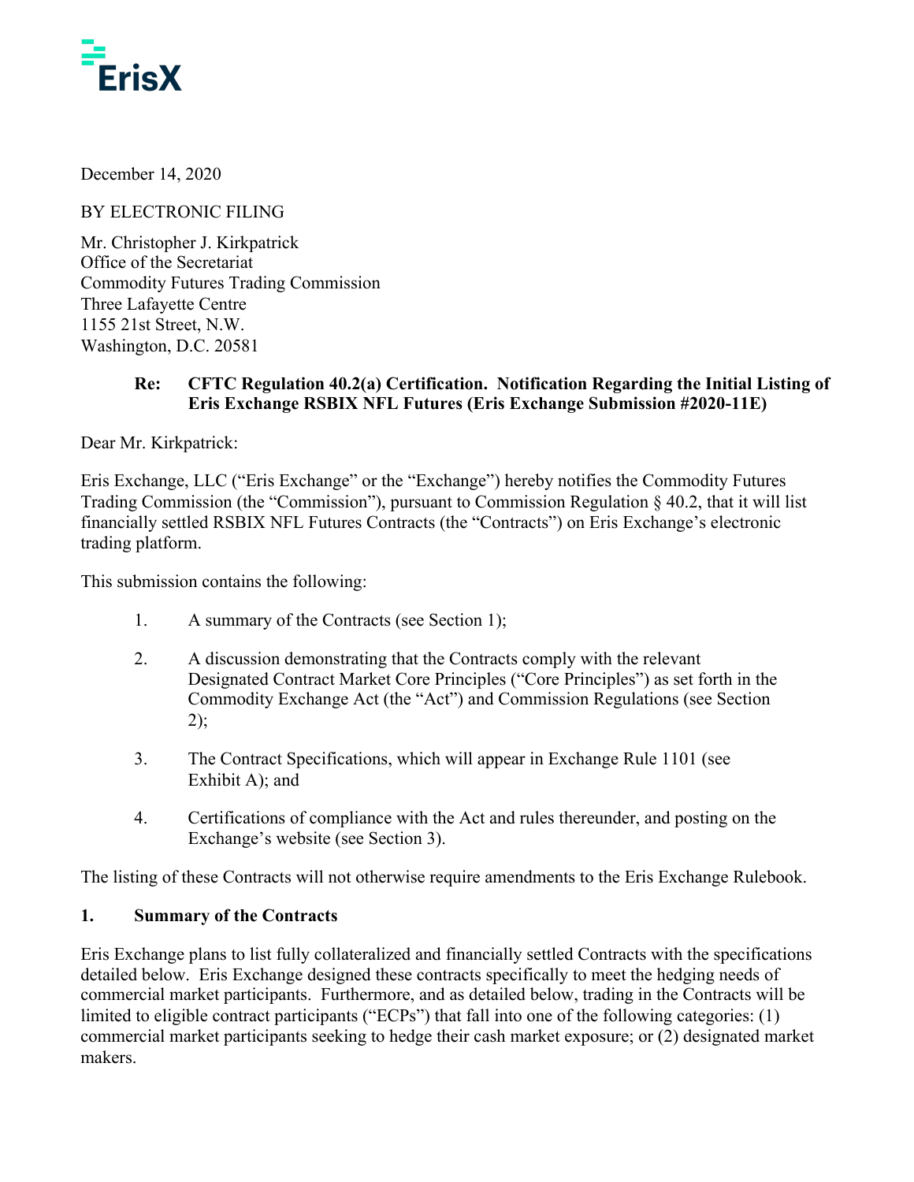ErisX

December 14, 2020

BY ELECTRONIC FILING

Mr. Christopher J. Kirkpatrick
Office of the Secretariat
Commodity Futures Trading Commission
Three Lafayette Centre
1155 21st Street, N.W.
Washington, D.C. 20581

**Re: CFTC Regulation 40.2(a) Certification. Notification Regarding the Initial Listing of Eris Exchange RSBIX NFL Futures (Eris Exchange Submission #2020-11E)**

Dear Mr. Kirkpatrick:

Eris Exchange, LLC ("Eris Exchange" or the "Exchange") hereby notifies the Commodity Futures Trading Commission (the "Commission"), pursuant to Commission Regulation § 40.2, that it will list financially settled RSBIX NFL Futures Contracts (the "Contracts") on Eris Exchange's electronic trading platform.

This submission contains the following:

1. A summary of the Contracts (see Section 1);
2. A discussion demonstrating that the Contracts comply with the relevant Designated Contract Market Core Principles ("Core Principles") as set forth in the Commodity Exchange Act (the "Act") and Commission Regulations (see Section 2);
3. The Contract Specifications, which will appear in Exchange Rule 1101 (see Exhibit A); and
4. Certifications of compliance with the Act and rules thereunder, and posting on the Exchange's website (see Section 3).

The listing of these Contracts will not otherwise require amendments to the Eris Exchange Rulebook.

## 1. Summary of the Contracts

Eris Exchange plans to list fully collateralized and financially settled Contracts with the specifications detailed below. Eris Exchange designed these contracts specifically to meet the hedging needs of commercial market participants. Furthermore, and as detailed below, trading in the Contracts will be limited to eligible contract participants ("ECPs") that fall into one of the following categories: (1) commercial market participants seeking to hedge their cash market exposure; or (2) designated market makers.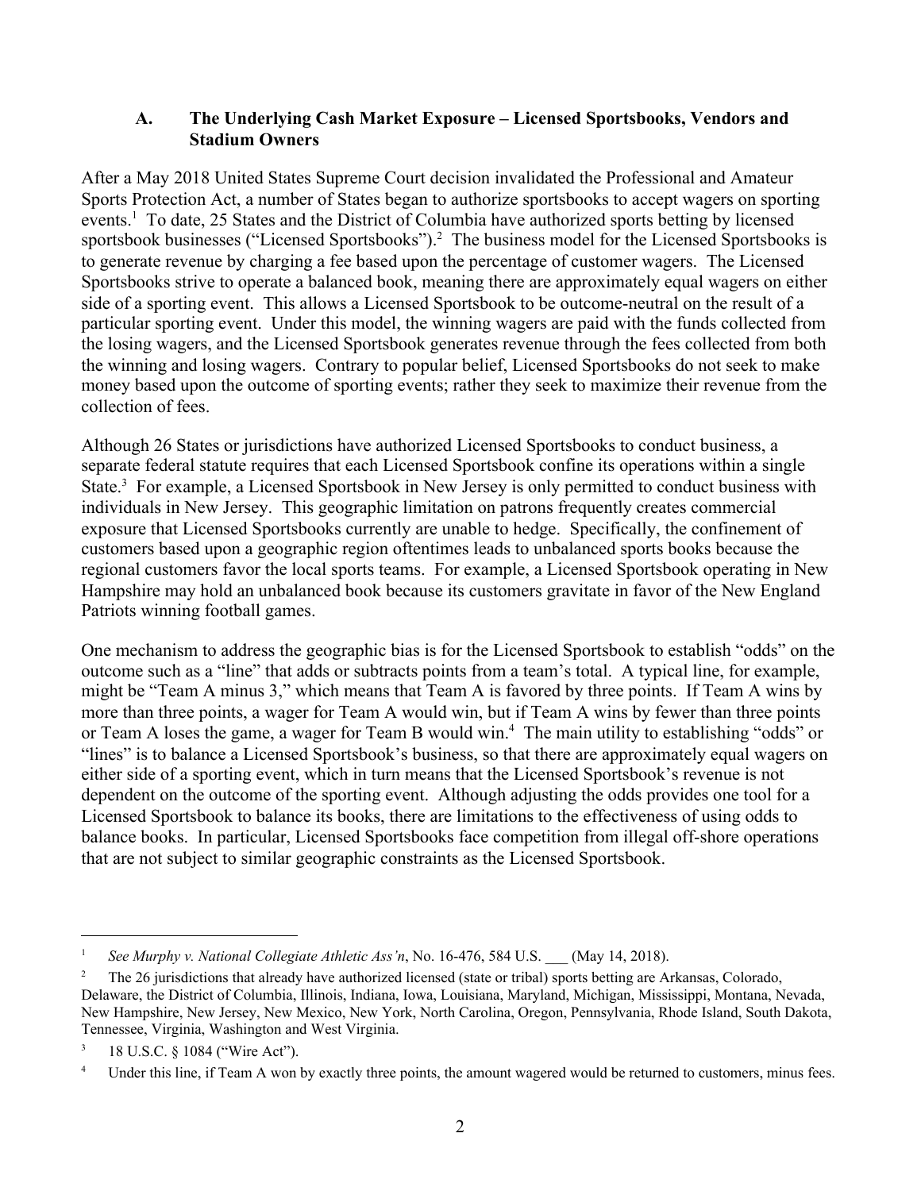### A. The Underlying Cash Market Exposure – Licensed Sportsbooks, Vendors and Stadium Owners

After a May 2018 United States Supreme Court decision invalidated the Professional and Amateur Sports Protection Act, a number of States began to authorize sportsbooks to accept wagers on sporting events.[1] To date, 25 States and the District of Columbia have authorized sports betting by licensed sportsbook businesses ("Licensed Sportsbooks").[2] The business model for the Licensed Sportsbooks is to generate revenue by charging a fee based upon the percentage of customer wagers. The Licensed Sportsbooks strive to operate a balanced book, meaning there are approximately equal wagers on either side of a sporting event. This allows a Licensed Sportsbook to be outcome-neutral on the result of a particular sporting event. Under this model, the winning wagers are paid with the funds collected from the losing wagers, and the Licensed Sportsbook generates revenue through the fees collected from both the winning and losing wagers. Contrary to popular belief, Licensed Sportsbooks do not seek to make money based upon the outcome of sporting events; rather they seek to maximize their revenue from the collection of fees.

Although 26 States or jurisdictions have authorized Licensed Sportsbooks to conduct business, a separate federal statute requires that each Licensed Sportsbook confine its operations within a single State.[3] For example, a Licensed Sportsbook in New Jersey is only permitted to conduct business with individuals in New Jersey. This geographic limitation on patrons frequently creates commercial exposure that Licensed Sportsbooks currently are unable to hedge. Specifically, the confinement of customers based upon a geographic region oftentimes leads to unbalanced sports books because the regional customers favor the local sports teams. For example, a Licensed Sportsbook operating in New Hampshire may hold an unbalanced book because its customers gravitate in favor of the New England Patriots winning football games.

One mechanism to address the geographic bias is for the Licensed Sportsbook to establish "odds" on the outcome such as a "line" that adds or subtracts points from a team's total. A typical line, for example, might be "Team A minus 3," which means that Team A is favored by three points. If Team A wins by more than three points, a wager for Team A would win, but if Team A wins by fewer than three points or Team A loses the game, a wager for Team B would win.[4] The main utility to establishing "odds" or "lines" is to balance a Licensed Sportsbook's business, so that there are approximately equal wagers on either side of a sporting event, which in turn means that the Licensed Sportsbook's revenue is not dependent on the outcome of the sporting event. Although adjusting the odds provides one tool for a Licensed Sportsbook to balance its books, there are limitations to the effectiveness of using odds to balance books. In particular, Licensed Sportsbooks face competition from illegal off-shore operations that are not subject to similar geographic constraints as the Licensed Sportsbook.

---

[1] *See Murphy v. National Collegiate Athletic Ass'n*, No. 16-476, 584 U.S. ___ (May 14, 2018).

[2] The 26 jurisdictions that already have authorized licensed (state or tribal) sports betting are Arkansas, Colorado, Delaware, the District of Columbia, Illinois, Indiana, Iowa, Louisiana, Maryland, Michigan, Mississippi, Montana, Nevada, New Hampshire, New Jersey, New Mexico, New York, North Carolina, Oregon, Pennsylvania, Rhode Island, South Dakota, Tennessee, Virginia, Washington and West Virginia.

[3] 18 U.S.C. § 1084 ("Wire Act").

[4] Under this line, if Team A won by exactly three points, the amount wagered would be returned to customers, minus fees.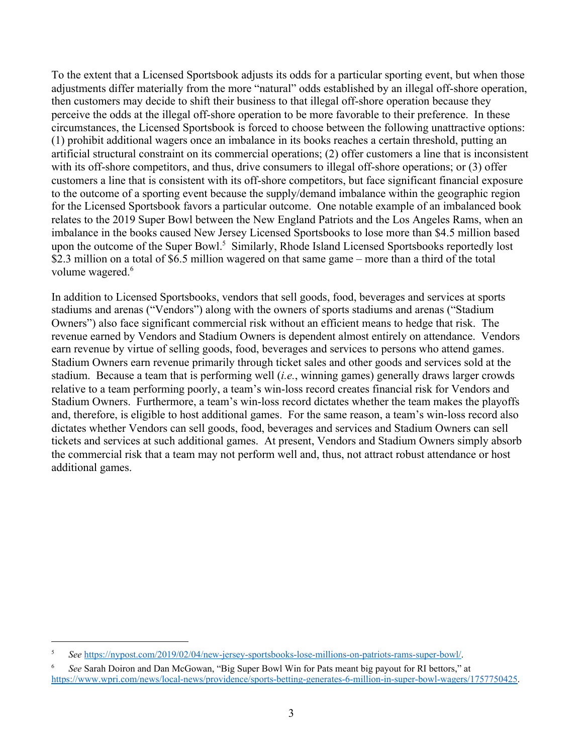To the extent that a Licensed Sportsbook adjusts its odds for a particular sporting event, but when those adjustments differ materially from the more "natural" odds established by an illegal off-shore operation, then customers may decide to shift their business to that illegal off-shore operation because they perceive the odds at the illegal off-shore operation to be more favorable to their preference. In these circumstances, the Licensed Sportsbook is forced to choose between the following unattractive options: (1) prohibit additional wagers once an imbalance in its books reaches a certain threshold, putting an artificial structural constraint on its commercial operations; (2) offer customers a line that is inconsistent with its off-shore competitors, and thus, drive consumers to illegal off-shore operations; or (3) offer customers a line that is consistent with its off-shore competitors, but face significant financial exposure to the outcome of a sporting event because the supply/demand imbalance within the geographic region for the Licensed Sportsbook favors a particular outcome. One notable example of an imbalanced book relates to the 2019 Super Bowl between the New England Patriots and the Los Angeles Rams, when an imbalance in the books caused New Jersey Licensed Sportsbooks to lose more than $4.5 million based upon the outcome of the Super Bowl.[5] Similarly, Rhode Island Licensed Sportsbooks reportedly lost $2.3 million on a total of $6.5 million wagered on that same game – more than a third of the total volume wagered.[6]

In addition to Licensed Sportsbooks, vendors that sell goods, food, beverages and services at sports stadiums and arenas ("Vendors") along with the owners of sports stadiums and arenas ("Stadium Owners") also face significant commercial risk without an efficient means to hedge that risk. The revenue earned by Vendors and Stadium Owners is dependent almost entirely on attendance. Vendors earn revenue by virtue of selling goods, food, beverages and services to persons who attend games. Stadium Owners earn revenue primarily through ticket sales and other goods and services sold at the stadium. Because a team that is performing well (*i.e.*, winning games) generally draws larger crowds relative to a team performing poorly, a team's win-loss record creates financial risk for Vendors and Stadium Owners. Furthermore, a team's win-loss record dictates whether the team makes the playoffs and, therefore, is eligible to host additional games. For the same reason, a team's win-loss record also dictates whether Vendors can sell goods, food, beverages and services and Stadium Owners can sell tickets and services at such additional games. At present, Vendors and Stadium Owners simply absorb the commercial risk that a team may not perform well and, thus, not attract robust attendance or host additional games.

---

[5] *See* https://nypost.com/2019/02/04/new-jersey-sportsbooks-lose-millions-on-patriots-rams-super-bowl/.

[6] *See* Sarah Doiron and Dan McGowan, "Big Super Bowl Win for Pats meant big payout for RI bettors," at https://www.wpri.com/news/local-news/providence/sports-betting-generates-6-million-in-super-bowl-wagers/1757750425.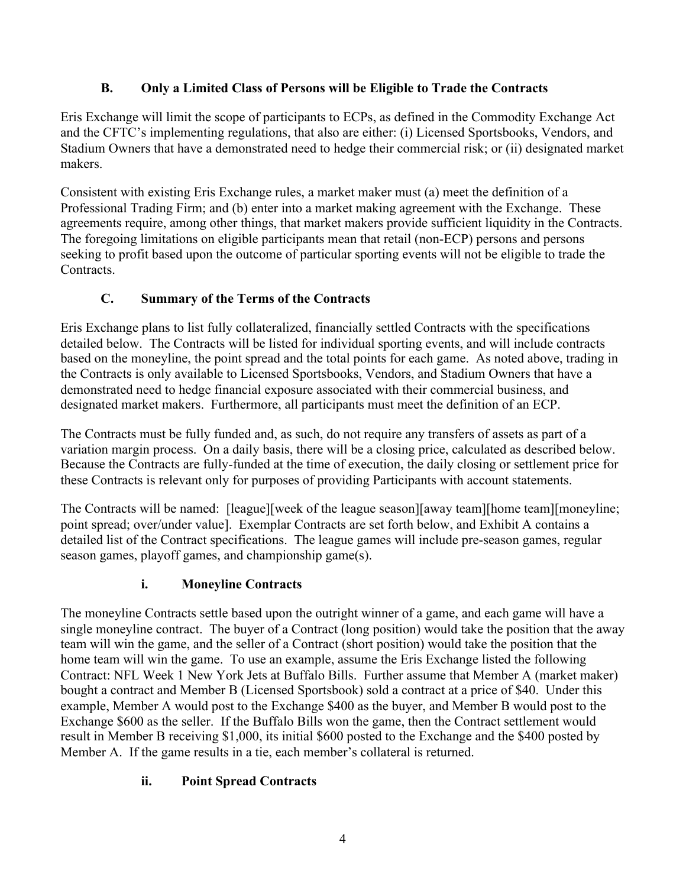### B. Only a Limited Class of Persons will be Eligible to Trade the Contracts

Eris Exchange will limit the scope of participants to ECPs, as defined in the Commodity Exchange Act and the CFTC's implementing regulations, that also are either: (i) Licensed Sportsbooks, Vendors, and Stadium Owners that have a demonstrated need to hedge their commercial risk; or (ii) designated market makers.

Consistent with existing Eris Exchange rules, a market maker must (a) meet the definition of a Professional Trading Firm; and (b) enter into a market making agreement with the Exchange. These agreements require, among other things, that market makers provide sufficient liquidity in the Contracts. The foregoing limitations on eligible participants mean that retail (non-ECP) persons and persons seeking to profit based upon the outcome of particular sporting events will not be eligible to trade the Contracts.

### C. Summary of the Terms of the Contracts

Eris Exchange plans to list fully collateralized, financially settled Contracts with the specifications detailed below. The Contracts will be listed for individual sporting events, and will include contracts based on the moneyline, the point spread and the total points for each game. As noted above, trading in the Contracts is only available to Licensed Sportsbooks, Vendors, and Stadium Owners that have a demonstrated need to hedge financial exposure associated with their commercial business, and designated market makers. Furthermore, all participants must meet the definition of an ECP.

The Contracts must be fully funded and, as such, do not require any transfers of assets as part of a variation margin process. On a daily basis, there will be a closing price, calculated as described below. Because the Contracts are fully-funded at the time of execution, the daily closing or settlement price for these Contracts is relevant only for purposes of providing Participants with account statements.

The Contracts will be named: [league][week of the league season][away team][home team][moneyline; point spread; over/under value]. Exemplar Contracts are set forth below, and Exhibit A contains a detailed list of the Contract specifications. The league games will include pre-season games, regular season games, playoff games, and championship game(s).

#### i. Moneyline Contracts

The moneyline Contracts settle based upon the outright winner of a game, and each game will have a single moneyline contract. The buyer of a Contract (long position) would take the position that the away team will win the game, and the seller of a Contract (short position) would take the position that the home team will win the game. To use an example, assume the Eris Exchange listed the following Contract: NFL Week 1 New York Jets at Buffalo Bills. Further assume that Member A (market maker) bought a contract and Member B (Licensed Sportsbook) sold a contract at a price of $40. Under this example, Member A would post to the Exchange $400 as the buyer, and Member B would post to the Exchange $600 as the seller. If the Buffalo Bills won the game, then the Contract settlement would result in Member B receiving $1,000, its initial $600 posted to the Exchange and the $400 posted by Member A. If the game results in a tie, each member's collateral is returned.

#### ii. Point Spread Contracts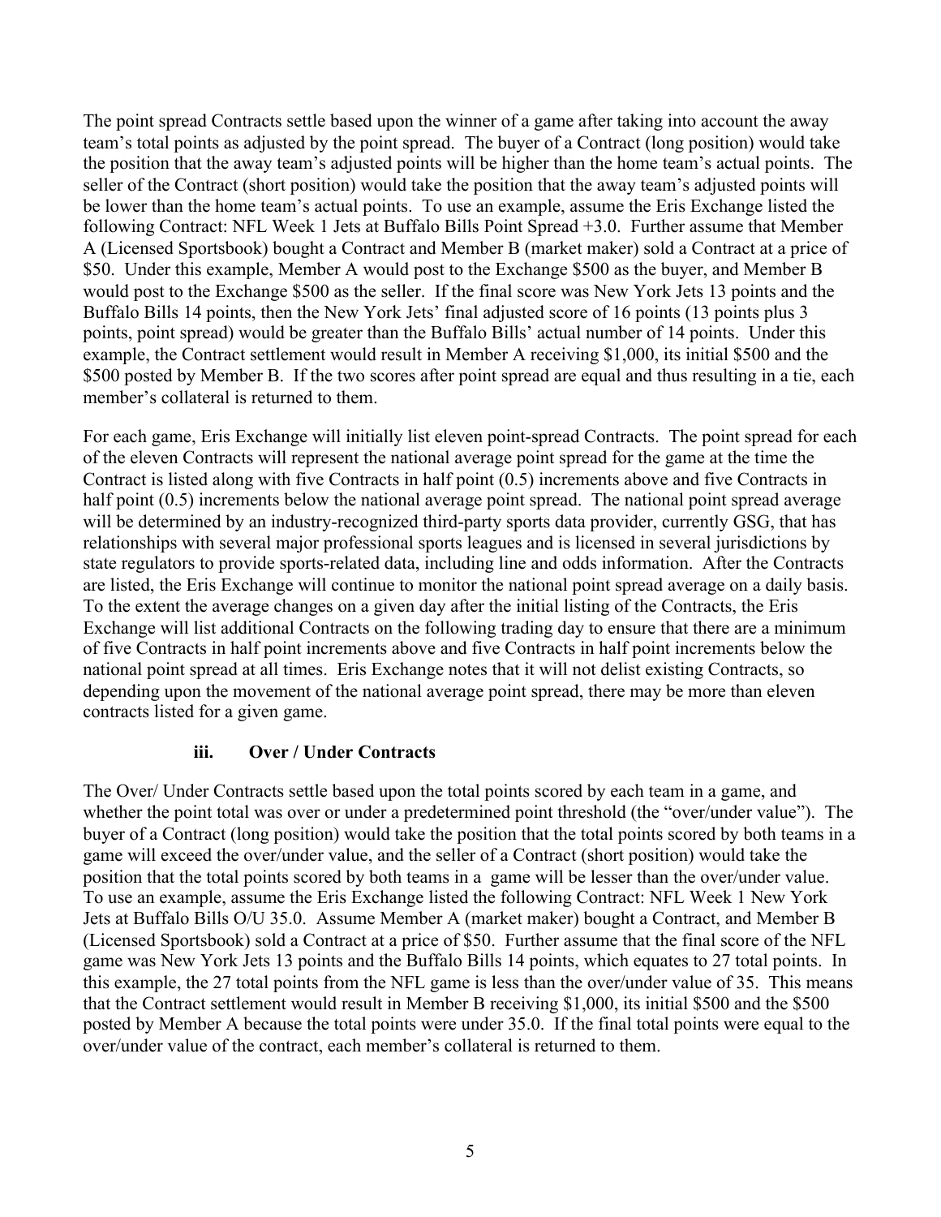The point spread Contracts settle based upon the winner of a game after taking into account the away team's total points as adjusted by the point spread. The buyer of a Contract (long position) would take the position that the away team's adjusted points will be higher than the home team's actual points. The seller of the Contract (short position) would take the position that the away team's adjusted points will be lower than the home team's actual points. To use an example, assume the Eris Exchange listed the following Contract: NFL Week 1 Jets at Buffalo Bills Point Spread +3.0. Further assume that Member A (Licensed Sportsbook) bought a Contract and Member B (market maker) sold a Contract at a price of $50. Under this example, Member A would post to the Exchange $500 as the buyer, and Member B would post to the Exchange $500 as the seller. If the final score was New York Jets 13 points and the Buffalo Bills 14 points, then the New York Jets' final adjusted score of 16 points (13 points plus 3 points, point spread) would be greater than the Buffalo Bills' actual number of 14 points. Under this example, the Contract settlement would result in Member A receiving $1,000, its initial $500 and the $500 posted by Member B. If the two scores after point spread are equal and thus resulting in a tie, each member's collateral is returned to them.

For each game, Eris Exchange will initially list eleven point-spread Contracts. The point spread for each of the eleven Contracts will represent the national average point spread for the game at the time the Contract is listed along with five Contracts in half point (0.5) increments above and five Contracts in half point (0.5) increments below the national average point spread. The national point spread average will be determined by an industry-recognized third-party sports data provider, currently GSG, that has relationships with several major professional sports leagues and is licensed in several jurisdictions by state regulators to provide sports-related data, including line and odds information. After the Contracts are listed, the Eris Exchange will continue to monitor the national point spread average on a daily basis. To the extent the average changes on a given day after the initial listing of the Contracts, the Eris Exchange will list additional Contracts on the following trading day to ensure that there are a minimum of five Contracts in half point increments above and five Contracts in half point increments below the national point spread at all times. Eris Exchange notes that it will not delist existing Contracts, so depending upon the movement of the national average point spread, there may be more than eleven contracts listed for a given game.

### iii. Over / Under Contracts

The Over/ Under Contracts settle based upon the total points scored by each team in a game, and whether the point total was over or under a predetermined point threshold (the "over/under value"). The buyer of a Contract (long position) would take the position that the total points scored by both teams in a game will exceed the over/under value, and the seller of a Contract (short position) would take the position that the total points scored by both teams in a game will be lesser than the over/under value. To use an example, assume the Eris Exchange listed the following Contract: NFL Week 1 New York Jets at Buffalo Bills O/U 35.0. Assume Member A (market maker) bought a Contract, and Member B (Licensed Sportsbook) sold a Contract at a price of $50. Further assume that the final score of the NFL game was New York Jets 13 points and the Buffalo Bills 14 points, which equates to 27 total points. In this example, the 27 total points from the NFL game is less than the over/under value of 35. This means that the Contract settlement would result in Member B receiving $1,000, its initial $500 and the $500 posted by Member A because the total points were under 35.0. If the final total points were equal to the over/under value of the contract, each member's collateral is returned to them.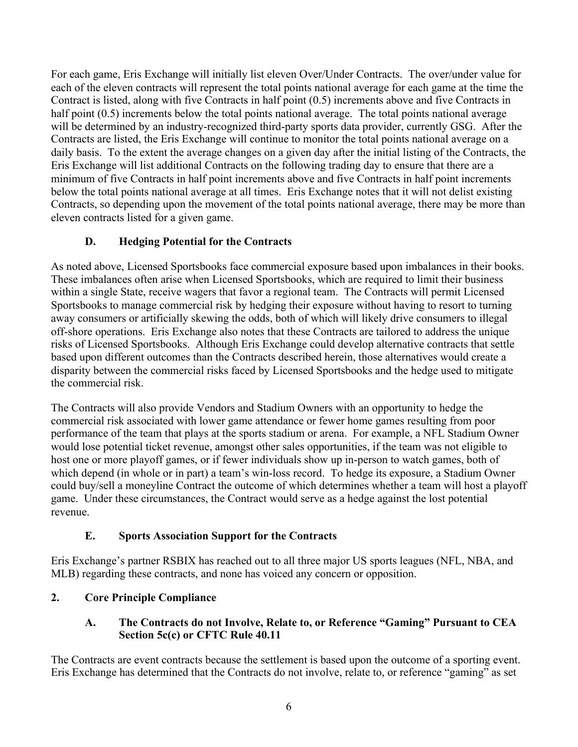For each game, Eris Exchange will initially list eleven Over/Under Contracts. The over/under value for each of the eleven contracts will represent the total points national average for each game at the time the Contract is listed, along with five Contracts in half point (0.5) increments above and five Contracts in half point (0.5) increments below the total points national average. The total points national average will be determined by an industry-recognized third-party sports data provider, currently GSG. After the Contracts are listed, the Eris Exchange will continue to monitor the total points national average on a daily basis. To the extent the average changes on a given day after the initial listing of the Contracts, the Eris Exchange will list additional Contracts on the following trading day to ensure that there are a minimum of five Contracts in half point increments above and five Contracts in half point increments below the total points national average at all times. Eris Exchange notes that it will not delist existing Contracts, so depending upon the movement of the total points national average, there may be more than eleven contracts listed for a given game.

### D. Hedging Potential for the Contracts

As noted above, Licensed Sportsbooks face commercial exposure based upon imbalances in their books. These imbalances often arise when Licensed Sportsbooks, which are required to limit their business within a single State, receive wagers that favor a regional team. The Contracts will permit Licensed Sportsbooks to manage commercial risk by hedging their exposure without having to resort to turning away consumers or artificially skewing the odds, both of which will likely drive consumers to illegal off-shore operations. Eris Exchange also notes that these Contracts are tailored to address the unique risks of Licensed Sportsbooks. Although Eris Exchange could develop alternative contracts that settle based upon different outcomes than the Contracts described herein, those alternatives would create a disparity between the commercial risks faced by Licensed Sportsbooks and the hedge used to mitigate the commercial risk.

The Contracts will also provide Vendors and Stadium Owners with an opportunity to hedge the commercial risk associated with lower game attendance or fewer home games resulting from poor performance of the team that plays at the sports stadium or arena. For example, a NFL Stadium Owner would lose potential ticket revenue, amongst other sales opportunities, if the team was not eligible to host one or more playoff games, or if fewer individuals show up in-person to watch games, both of which depend (in whole or in part) a team's win-loss record. To hedge its exposure, a Stadium Owner could buy/sell a moneyline Contract the outcome of which determines whether a team will host a playoff game. Under these circumstances, the Contract would serve as a hedge against the lost potential revenue.

### E. Sports Association Support for the Contracts

Eris Exchange's partner RSBIX has reached out to all three major US sports leagues (NFL, NBA, and MLB) regarding these contracts, and none has voiced any concern or opposition.

## 2. Core Principle Compliance

### A. The Contracts do not Involve, Relate to, or Reference "Gaming" Pursuant to CEA Section 5c(c) or CFTC Rule 40.11

The Contracts are event contracts because the settlement is based upon the outcome of a sporting event. Eris Exchange has determined that the Contracts do not involve, relate to, or reference "gaming" as set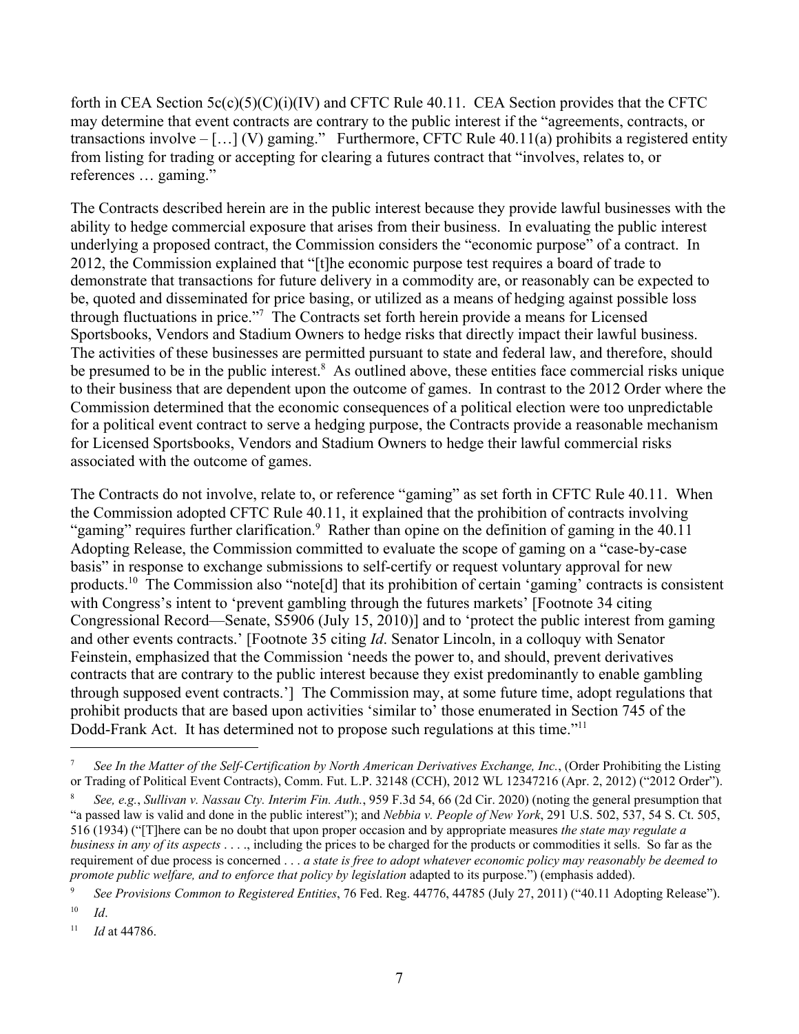forth in CEA Section 5c(c)(5)(C)(i)(IV) and CFTC Rule 40.11. CEA Section provides that the CFTC may determine that event contracts are contrary to the public interest if the "agreements, contracts, or transactions involve – […] (V) gaming." Furthermore, CFTC Rule 40.11(a) prohibits a registered entity from listing for trading or accepting for clearing a futures contract that "involves, relates to, or references … gaming."

The Contracts described herein are in the public interest because they provide lawful businesses with the ability to hedge commercial exposure that arises from their business. In evaluating the public interest underlying a proposed contract, the Commission considers the "economic purpose" of a contract. In 2012, the Commission explained that "[t]he economic purpose test requires a board of trade to demonstrate that transactions for future delivery in a commodity are, or reasonably can be expected to be, quoted and disseminated for price basing, or utilized as a means of hedging against possible loss through fluctuations in price."[7] The Contracts set forth herein provide a means for Licensed Sportsbooks, Vendors and Stadium Owners to hedge risks that directly impact their lawful business. The activities of these businesses are permitted pursuant to state and federal law, and therefore, should be presumed to be in the public interest.[8] As outlined above, these entities face commercial risks unique to their business that are dependent upon the outcome of games. In contrast to the 2012 Order where the Commission determined that the economic consequences of a political election were too unpredictable for a political event contract to serve a hedging purpose, the Contracts provide a reasonable mechanism for Licensed Sportsbooks, Vendors and Stadium Owners to hedge their lawful commercial risks associated with the outcome of games.

The Contracts do not involve, relate to, or reference "gaming" as set forth in CFTC Rule 40.11. When the Commission adopted CFTC Rule 40.11, it explained that the prohibition of contracts involving "gaming" requires further clarification.[9] Rather than opine on the definition of gaming in the 40.11 Adopting Release, the Commission committed to evaluate the scope of gaming on a "case-by-case basis" in response to exchange submissions to self-certify or request voluntary approval for new products.[10] The Commission also "note[d] that its prohibition of certain 'gaming' contracts is consistent with Congress's intent to 'prevent gambling through the futures markets' [Footnote 34 citing Congressional Record—Senate, S5906 (July 15, 2010)] and to 'protect the public interest from gaming and other events contracts.' [Footnote 35 citing *Id*. Senator Lincoln, in a colloquy with Senator Feinstein, emphasized that the Commission 'needs the power to, and should, prevent derivatives contracts that are contrary to the public interest because they exist predominantly to enable gambling through supposed event contracts.'] The Commission may, at some future time, adopt regulations that prohibit products that are based upon activities 'similar to' those enumerated in Section 745 of the Dodd-Frank Act. It has determined not to propose such regulations at this time."[11]

---

[7] *See In the Matter of the Self-Certification by North American Derivatives Exchange, Inc.*, (Order Prohibiting the Listing or Trading of Political Event Contracts), Comm. Fut. L.P. 32148 (CCH), 2012 WL 12347216 (Apr. 2, 2012) ("2012 Order").

[8] *See, e.g.*, *Sullivan v. Nassau Cty. Interim Fin. Auth.*, 959 F.3d 54, 66 (2d Cir. 2020) (noting the general presumption that "a passed law is valid and done in the public interest"); and *Nebbia v. People of New York*, 291 U.S. 502, 537, 54 S. Ct. 505, 516 (1934) ("[T]here can be no doubt that upon proper occasion and by appropriate measures *the state may regulate a business in any of its aspects* . . . ., including the prices to be charged for the products or commodities it sells. So far as the requirement of due process is concerned . . . *a state is free to adopt whatever economic policy may reasonably be deemed to promote public welfare, and to enforce that policy by legislation* adapted to its purpose.") (emphasis added).

[9] *See Provisions Common to Registered Entities*, 76 Fed. Reg. 44776, 44785 (July 27, 2011) ("40.11 Adopting Release").

[10] *Id*.

[11] *Id* at 44786.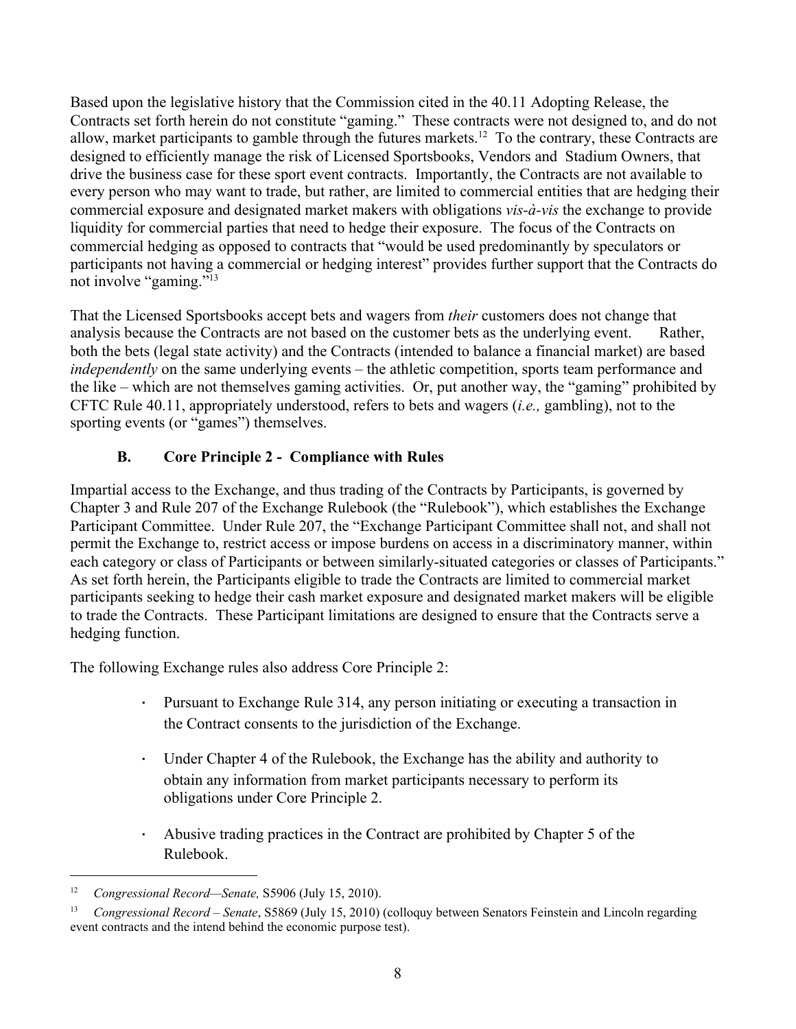Based upon the legislative history that the Commission cited in the 40.11 Adopting Release, the Contracts set forth herein do not constitute "gaming." These contracts were not designed to, and do not allow, market participants to gamble through the futures markets.[12] To the contrary, these Contracts are designed to efficiently manage the risk of Licensed Sportsbooks, Vendors and Stadium Owners, that drive the business case for these sport event contracts. Importantly, the Contracts are not available to every person who may want to trade, but rather, are limited to commercial entities that are hedging their commercial exposure and designated market makers with obligations *vis-à-vis* the exchange to provide liquidity for commercial parties that need to hedge their exposure. The focus of the Contracts on commercial hedging as opposed to contracts that "would be used predominantly by speculators or participants not having a commercial or hedging interest" provides further support that the Contracts do not involve "gaming."[13]

That the Licensed Sportsbooks accept bets and wagers from *their* customers does not change that analysis because the Contracts are not based on the customer bets as the underlying event. Rather, both the bets (legal state activity) and the Contracts (intended to balance a financial market) are based *independently* on the same underlying events – the athletic competition, sports team performance and the like – which are not themselves gaming activities. Or, put another way, the "gaming" prohibited by CFTC Rule 40.11, appropriately understood, refers to bets and wagers (*i.e.,* gambling), not to the sporting events (or "games") themselves.

### B. Core Principle 2 - Compliance with Rules

Impartial access to the Exchange, and thus trading of the Contracts by Participants, is governed by Chapter 3 and Rule 207 of the Exchange Rulebook (the "Rulebook"), which establishes the Exchange Participant Committee. Under Rule 207, the "Exchange Participant Committee shall not, and shall not permit the Exchange to, restrict access or impose burdens on access in a discriminatory manner, within each category or class of Participants or between similarly-situated categories or classes of Participants." As set forth herein, the Participants eligible to trade the Contracts are limited to commercial market participants seeking to hedge their cash market exposure and designated market makers will be eligible to trade the Contracts. These Participant limitations are designed to ensure that the Contracts serve a hedging function.

The following Exchange rules also address Core Principle 2:

- Pursuant to Exchange Rule 314, any person initiating or executing a transaction in the Contract consents to the jurisdiction of the Exchange.
- Under Chapter 4 of the Rulebook, the Exchange has the ability and authority to obtain any information from market participants necessary to perform its obligations under Core Principle 2.
- Abusive trading practices in the Contract are prohibited by Chapter 5 of the Rulebook.

---

[12] *Congressional Record—Senate,* S5906 (July 15, 2010).

[13] *Congressional Record – Senate*, S5869 (July 15, 2010) (colloquy between Senators Feinstein and Lincoln regarding event contracts and the intend behind the economic purpose test).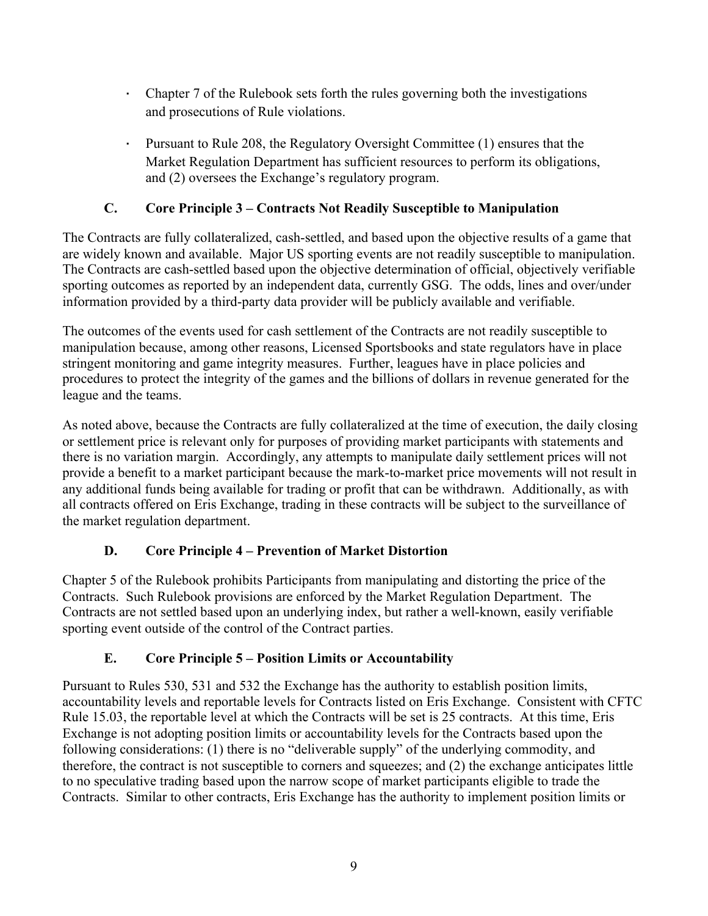- Chapter 7 of the Rulebook sets forth the rules governing both the investigations and prosecutions of Rule violations.
- Pursuant to Rule 208, the Regulatory Oversight Committee (1) ensures that the Market Regulation Department has sufficient resources to perform its obligations, and (2) oversees the Exchange's regulatory program.

### C. Core Principle 3 – Contracts Not Readily Susceptible to Manipulation

The Contracts are fully collateralized, cash-settled, and based upon the objective results of a game that are widely known and available. Major US sporting events are not readily susceptible to manipulation. The Contracts are cash-settled based upon the objective determination of official, objectively verifiable sporting outcomes as reported by an independent data, currently GSG. The odds, lines and over/under information provided by a third-party data provider will be publicly available and verifiable.

The outcomes of the events used for cash settlement of the Contracts are not readily susceptible to manipulation because, among other reasons, Licensed Sportsbooks and state regulators have in place stringent monitoring and game integrity measures. Further, leagues have in place policies and procedures to protect the integrity of the games and the billions of dollars in revenue generated for the league and the teams.

As noted above, because the Contracts are fully collateralized at the time of execution, the daily closing or settlement price is relevant only for purposes of providing market participants with statements and there is no variation margin. Accordingly, any attempts to manipulate daily settlement prices will not provide a benefit to a market participant because the mark-to-market price movements will not result in any additional funds being available for trading or profit that can be withdrawn. Additionally, as with all contracts offered on Eris Exchange, trading in these contracts will be subject to the surveillance of the market regulation department.

### D. Core Principle 4 – Prevention of Market Distortion

Chapter 5 of the Rulebook prohibits Participants from manipulating and distorting the price of the Contracts. Such Rulebook provisions are enforced by the Market Regulation Department. The Contracts are not settled based upon an underlying index, but rather a well-known, easily verifiable sporting event outside of the control of the Contract parties.

### E. Core Principle 5 – Position Limits or Accountability

Pursuant to Rules 530, 531 and 532 the Exchange has the authority to establish position limits, accountability levels and reportable levels for Contracts listed on Eris Exchange. Consistent with CFTC Rule 15.03, the reportable level at which the Contracts will be set is 25 contracts. At this time, Eris Exchange is not adopting position limits or accountability levels for the Contracts based upon the following considerations: (1) there is no "deliverable supply" of the underlying commodity, and therefore, the contract is not susceptible to corners and squeezes; and (2) the exchange anticipates little to no speculative trading based upon the narrow scope of market participants eligible to trade the Contracts. Similar to other contracts, Eris Exchange has the authority to implement position limits or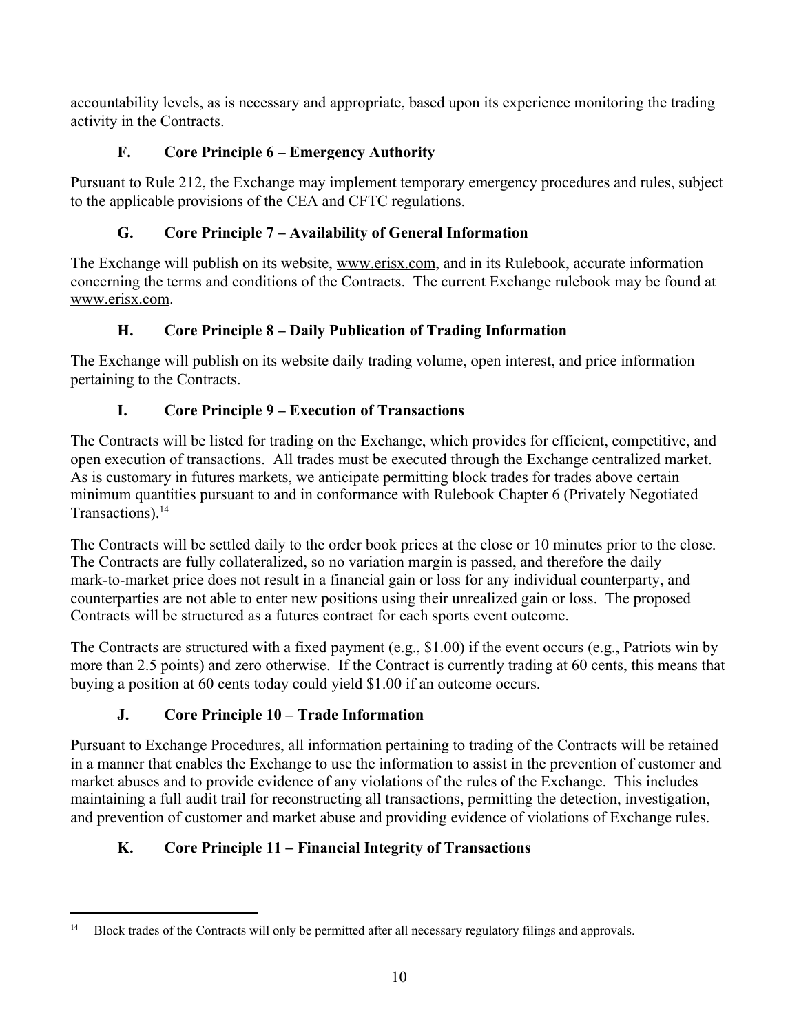accountability levels, as is necessary and appropriate, based upon its experience monitoring the trading activity in the Contracts.

### F. Core Principle 6 – Emergency Authority

Pursuant to Rule 212, the Exchange may implement temporary emergency procedures and rules, subject to the applicable provisions of the CEA and CFTC regulations.

### G. Core Principle 7 – Availability of General Information

The Exchange will publish on its website, www.erisx.com, and in its Rulebook, accurate information concerning the terms and conditions of the Contracts. The current Exchange rulebook may be found at www.erisx.com.

### H. Core Principle 8 – Daily Publication of Trading Information

The Exchange will publish on its website daily trading volume, open interest, and price information pertaining to the Contracts.

### I. Core Principle 9 – Execution of Transactions

The Contracts will be listed for trading on the Exchange, which provides for efficient, competitive, and open execution of transactions. All trades must be executed through the Exchange centralized market. As is customary in futures markets, we anticipate permitting block trades for trades above certain minimum quantities pursuant to and in conformance with Rulebook Chapter 6 (Privately Negotiated Transactions).[14]

The Contracts will be settled daily to the order book prices at the close or 10 minutes prior to the close. The Contracts are fully collateralized, so no variation margin is passed, and therefore the daily mark-to-market price does not result in a financial gain or loss for any individual counterparty, and counterparties are not able to enter new positions using their unrealized gain or loss. The proposed Contracts will be structured as a futures contract for each sports event outcome.

The Contracts are structured with a fixed payment (e.g., $1.00) if the event occurs (e.g., Patriots win by more than 2.5 points) and zero otherwise. If the Contract is currently trading at 60 cents, this means that buying a position at 60 cents today could yield $1.00 if an outcome occurs.

### J. Core Principle 10 – Trade Information

Pursuant to Exchange Procedures, all information pertaining to trading of the Contracts will be retained in a manner that enables the Exchange to use the information to assist in the prevention of customer and market abuses and to provide evidence of any violations of the rules of the Exchange. This includes maintaining a full audit trail for reconstructing all transactions, permitting the detection, investigation, and prevention of customer and market abuse and providing evidence of violations of Exchange rules.

### K. Core Principle 11 – Financial Integrity of Transactions

[14] Block trades of the Contracts will only be permitted after all necessary regulatory filings and approvals.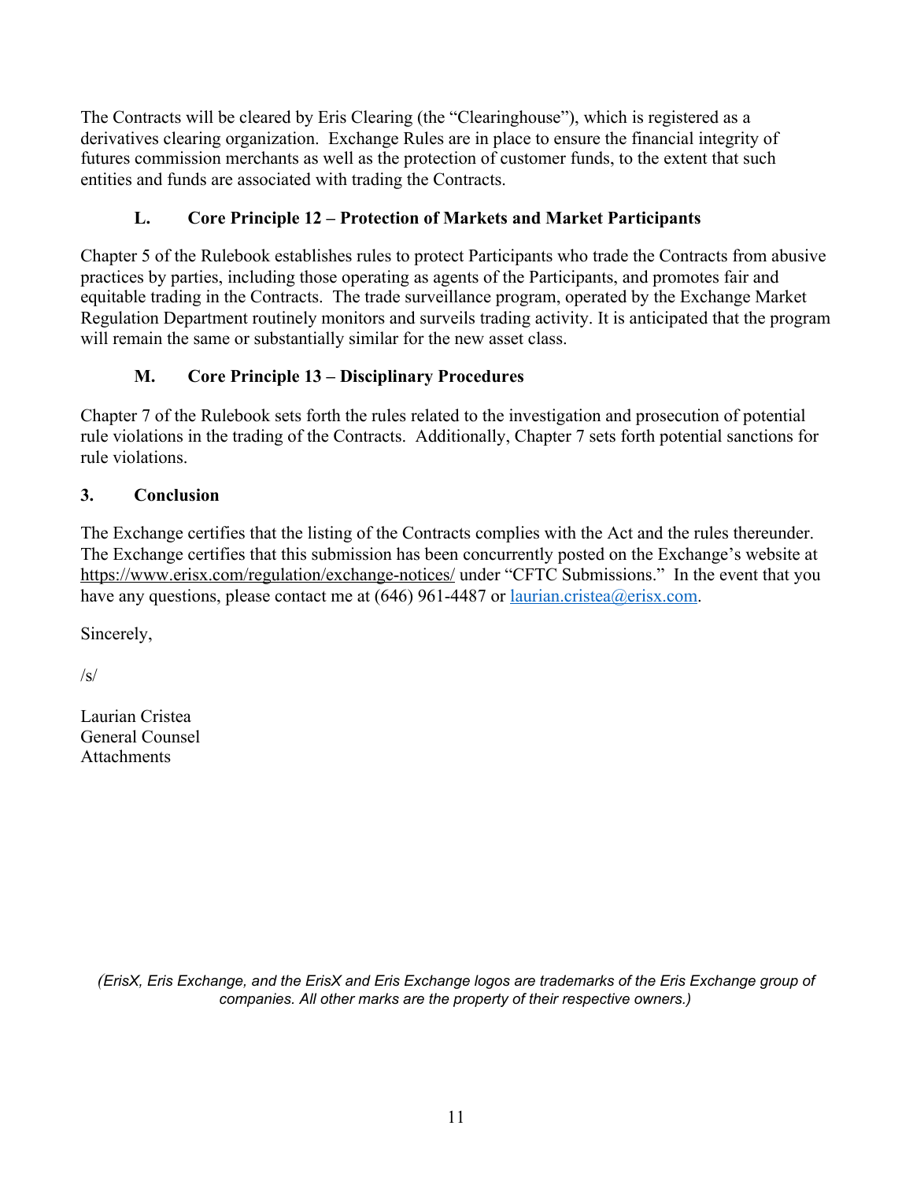The Contracts will be cleared by Eris Clearing (the "Clearinghouse"), which is registered as a derivatives clearing organization. Exchange Rules are in place to ensure the financial integrity of futures commission merchants as well as the protection of customer funds, to the extent that such entities and funds are associated with trading the Contracts.

### L. Core Principle 12 – Protection of Markets and Market Participants

Chapter 5 of the Rulebook establishes rules to protect Participants who trade the Contracts from abusive practices by parties, including those operating as agents of the Participants, and promotes fair and equitable trading in the Contracts. The trade surveillance program, operated by the Exchange Market Regulation Department routinely monitors and surveils trading activity. It is anticipated that the program will remain the same or substantially similar for the new asset class.

### M. Core Principle 13 – Disciplinary Procedures

Chapter 7 of the Rulebook sets forth the rules related to the investigation and prosecution of potential rule violations in the trading of the Contracts. Additionally, Chapter 7 sets forth potential sanctions for rule violations.

## 3. Conclusion

The Exchange certifies that the listing of the Contracts complies with the Act and the rules thereunder. The Exchange certifies that this submission has been concurrently posted on the Exchange's website at https://www.erisx.com/regulation/exchange-notices/ under "CFTC Submissions." In the event that you have any questions, please contact me at (646) 961-4487 or laurian.cristea@erisx.com.

Sincerely,

/s/

Laurian Cristea
General Counsel
Attachments

*(ErisX, Eris Exchange, and the ErisX and Eris Exchange logos are trademarks of the Eris Exchange group of companies. All other marks are the property of their respective owners.)*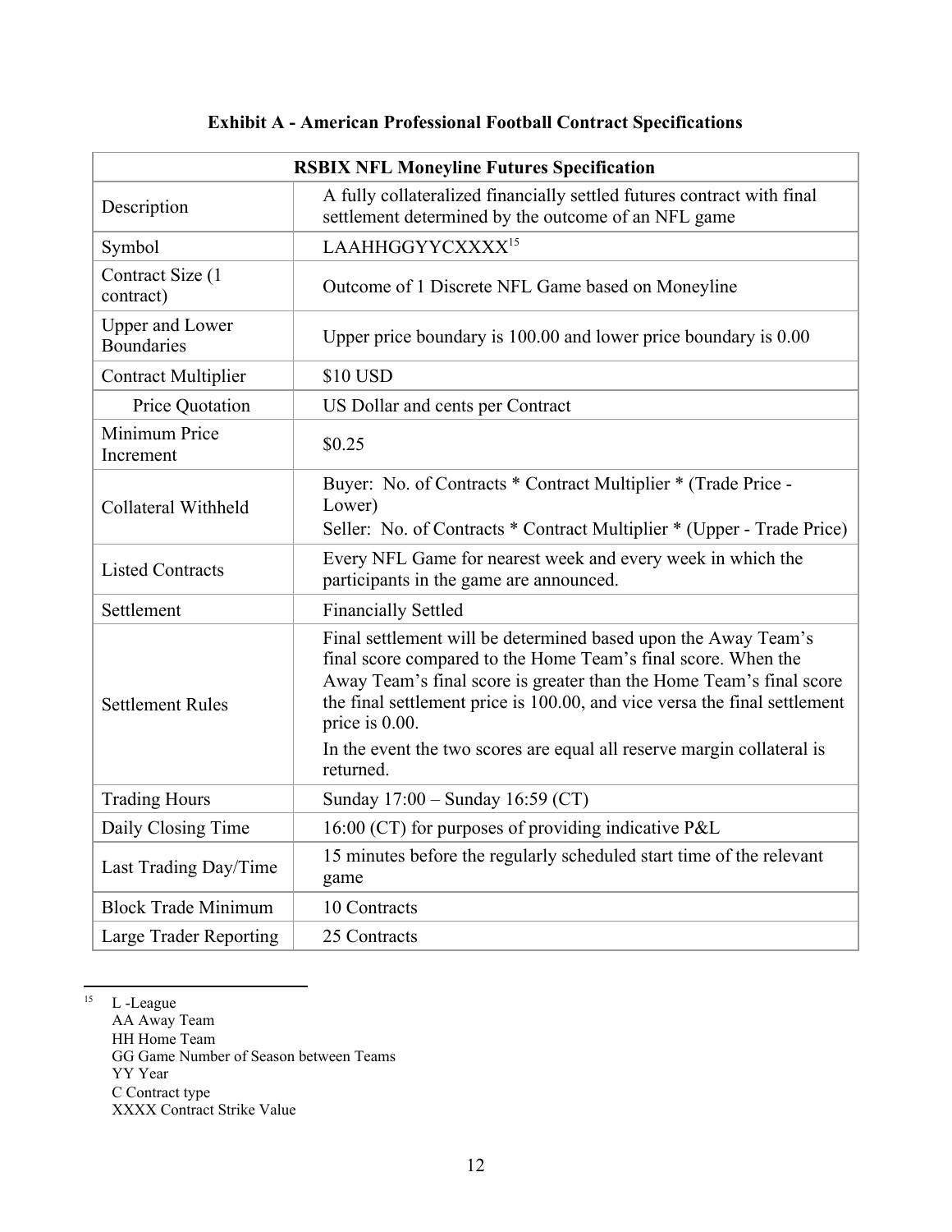**Exhibit A - American Professional Football Contract Specifications**

| RSBIX NFL Moneyline Futures Specification | |
|---|---|
| Description | A fully collateralized financially settled futures contract with final settlement determined by the outcome of an NFL game |
| Symbol | LAAHHGGYYCXXXX[15] |
| Contract Size (1 contract) | Outcome of 1 Discrete NFL Game based on Moneyline |
| Upper and Lower Boundaries | Upper price boundary is 100.00 and lower price boundary is 0.00 |
| Contract Multiplier | $10 USD |
| Price Quotation | US Dollar and cents per Contract |
| Minimum Price Increment | $0.25 |
| Collateral Withheld | Buyer: No. of Contracts * Contract Multiplier * (Trade Price - Lower)<br>Seller: No. of Contracts * Contract Multiplier * (Upper - Trade Price) |
| Listed Contracts | Every NFL Game for nearest week and every week in which the participants in the game are announced. |
| Settlement | Financially Settled |
| Settlement Rules | Final settlement will be determined based upon the Away Team's final score compared to the Home Team's final score. When the Away Team's final score is greater than the Home Team's final score the final settlement price is 100.00, and vice versa the final settlement price is 0.00.<br>In the event the two scores are equal all reserve margin collateral is returned. |
| Trading Hours | Sunday 17:00 – Sunday 16:59 (CT) |
| Daily Closing Time | 16:00 (CT) for purposes of providing indicative P&L |
| Last Trading Day/Time | 15 minutes before the regularly scheduled start time of the relevant game |
| Block Trade Minimum | 10 Contracts |
| Large Trader Reporting | 25 Contracts |

---

[15] L -League
AA Away Team
HH Home Team
GG Game Number of Season between Teams
YY Year
C Contract type
XXXX Contract Strike Value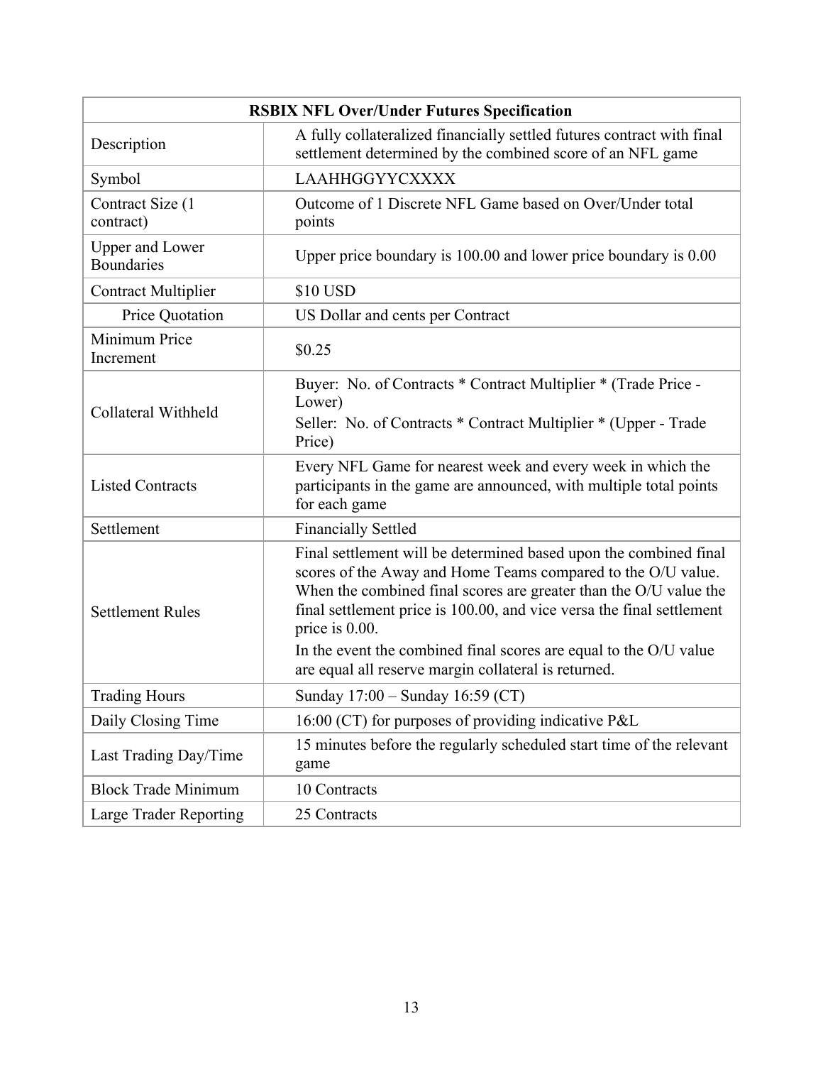| RSBIX NFL Over/Under Futures Specification | |
|---|---|
| Description | A fully collateralized financially settled futures contract with final settlement determined by the combined score of an NFL game |
| Symbol | LAAHHGGYYCXXXX |
| Contract Size (1 contract) | Outcome of 1 Discrete NFL Game based on Over/Under total points |
| Upper and Lower Boundaries | Upper price boundary is 100.00 and lower price boundary is 0.00 |
| Contract Multiplier | $10 USD |
| Price Quotation | US Dollar and cents per Contract |
| Minimum Price Increment | $0.25 |
| Collateral Withheld | Buyer: No. of Contracts * Contract Multiplier * (Trade Price - Lower)<br>Seller: No. of Contracts * Contract Multiplier * (Upper - Trade Price) |
| Listed Contracts | Every NFL Game for nearest week and every week in which the participants in the game are announced, with multiple total points for each game |
| Settlement | Financially Settled |
| Settlement Rules | Final settlement will be determined based upon the combined final scores of the Away and Home Teams compared to the O/U value. When the combined final scores are greater than the O/U value the final settlement price is 100.00, and vice versa the final settlement price is 0.00.<br>In the event the combined final scores are equal to the O/U value are equal all reserve margin collateral is returned. |
| Trading Hours | Sunday 17:00 – Sunday 16:59 (CT) |
| Daily Closing Time | 16:00 (CT) for purposes of providing indicative P&L |
| Last Trading Day/Time | 15 minutes before the regularly scheduled start time of the relevant game |
| Block Trade Minimum | 10 Contracts |
| Large Trader Reporting | 25 Contracts |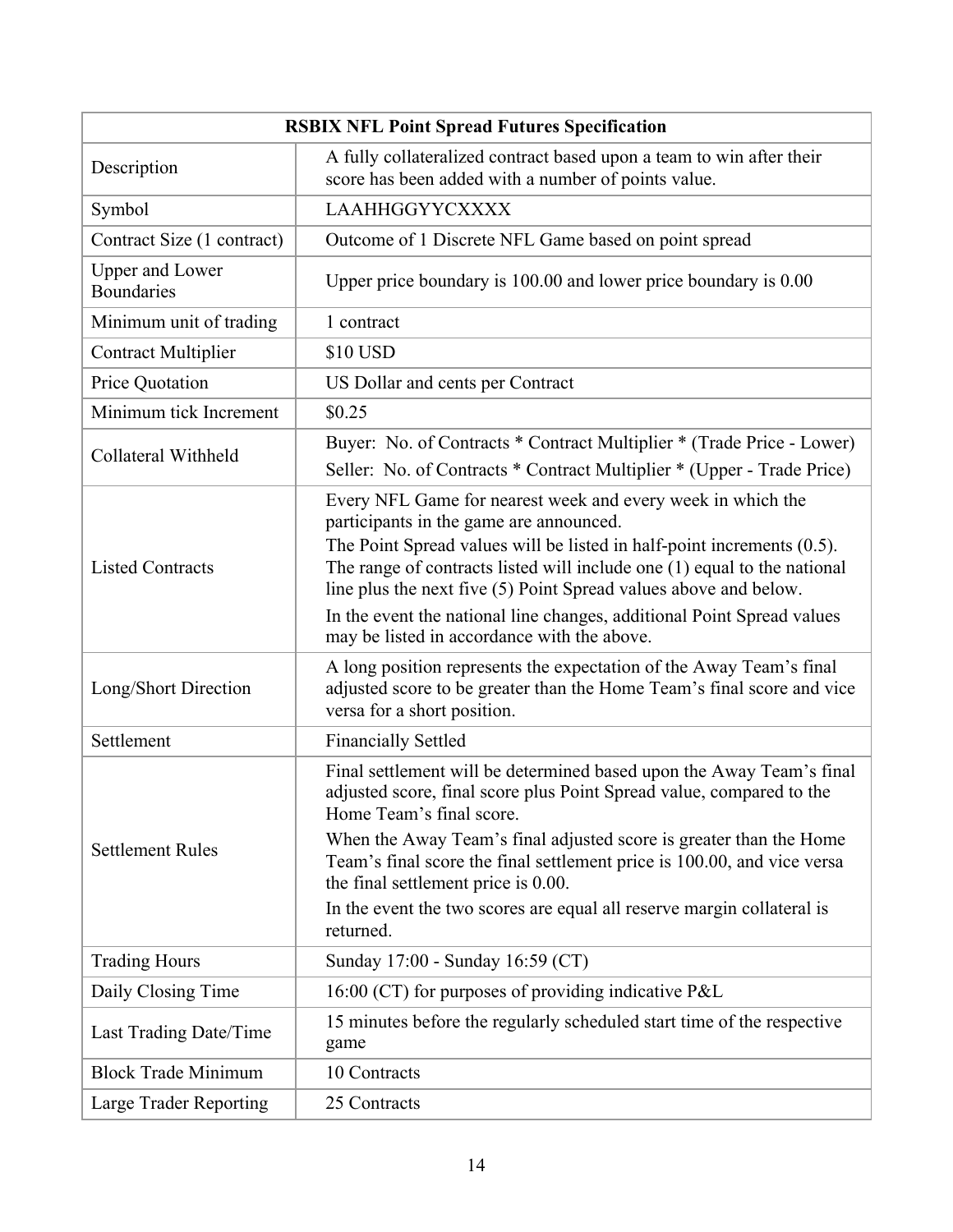| RSBIX NFL Point Spread Futures Specification | |
|---|---|
| Description | A fully collateralized contract based upon a team to win after their score has been added with a number of points value. |
| Symbol | LAAHHGGYYCXXXX |
| Contract Size (1 contract) | Outcome of 1 Discrete NFL Game based on point spread |
| Upper and Lower Boundaries | Upper price boundary is 100.00 and lower price boundary is 0.00 |
| Minimum unit of trading | 1 contract |
| Contract Multiplier | $10 USD |
| Price Quotation | US Dollar and cents per Contract |
| Minimum tick Increment | $0.25 |
| Collateral Withheld | Buyer: No. of Contracts * Contract Multiplier * (Trade Price - Lower)<br>Seller: No. of Contracts * Contract Multiplier * (Upper - Trade Price) |
| Listed Contracts | Every NFL Game for nearest week and every week in which the participants in the game are announced.<br>The Point Spread values will be listed in half-point increments (0.5). The range of contracts listed will include one (1) equal to the national line plus the next five (5) Point Spread values above and below.<br>In the event the national line changes, additional Point Spread values may be listed in accordance with the above. |
| Long/Short Direction | A long position represents the expectation of the Away Team's final adjusted score to be greater than the Home Team's final score and vice versa for a short position. |
| Settlement | Financially Settled |
| Settlement Rules | Final settlement will be determined based upon the Away Team's final adjusted score, final score plus Point Spread value, compared to the Home Team's final score.<br>When the Away Team's final adjusted score is greater than the Home Team's final score the final settlement price is 100.00, and vice versa the final settlement price is 0.00.<br>In the event the two scores are equal all reserve margin collateral is returned. |
| Trading Hours | Sunday 17:00 - Sunday 16:59 (CT) |
| Daily Closing Time | 16:00 (CT) for purposes of providing indicative P&L |
| Last Trading Date/Time | 15 minutes before the regularly scheduled start time of the respective game |
| Block Trade Minimum | 10 Contracts |
| Large Trader Reporting | 25 Contracts |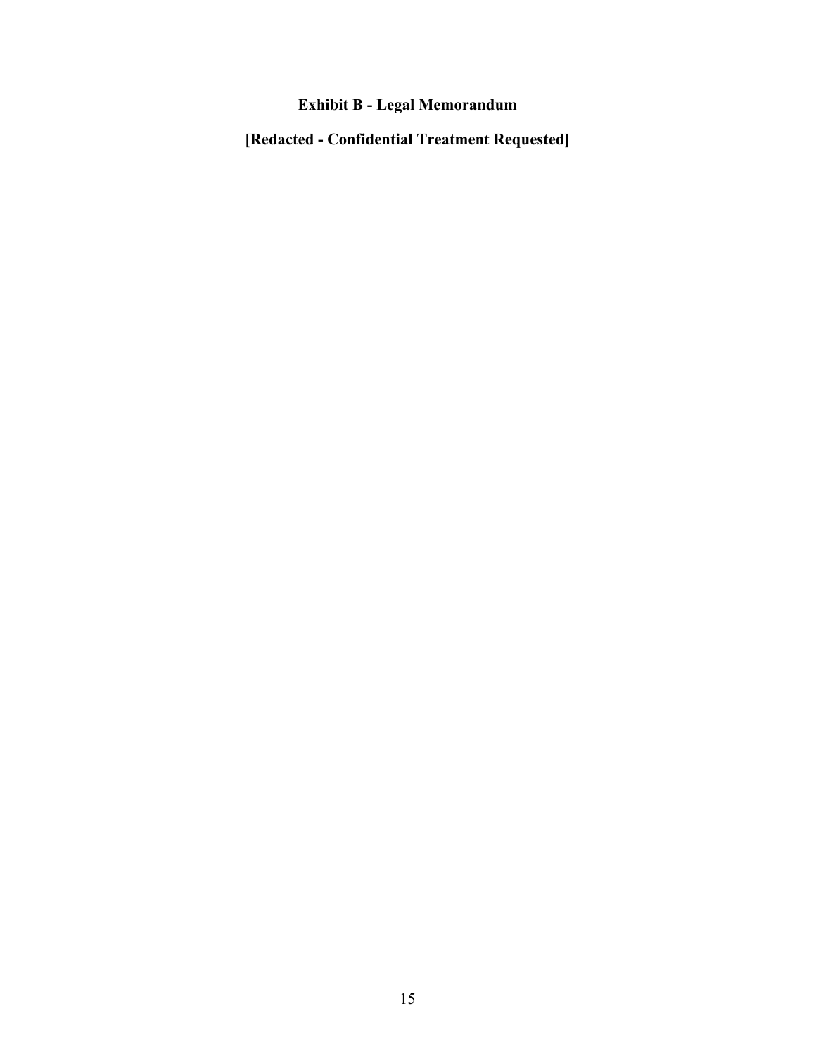**Exhibit B - Legal Memorandum**

**[Redacted - Confidential Treatment Requested]**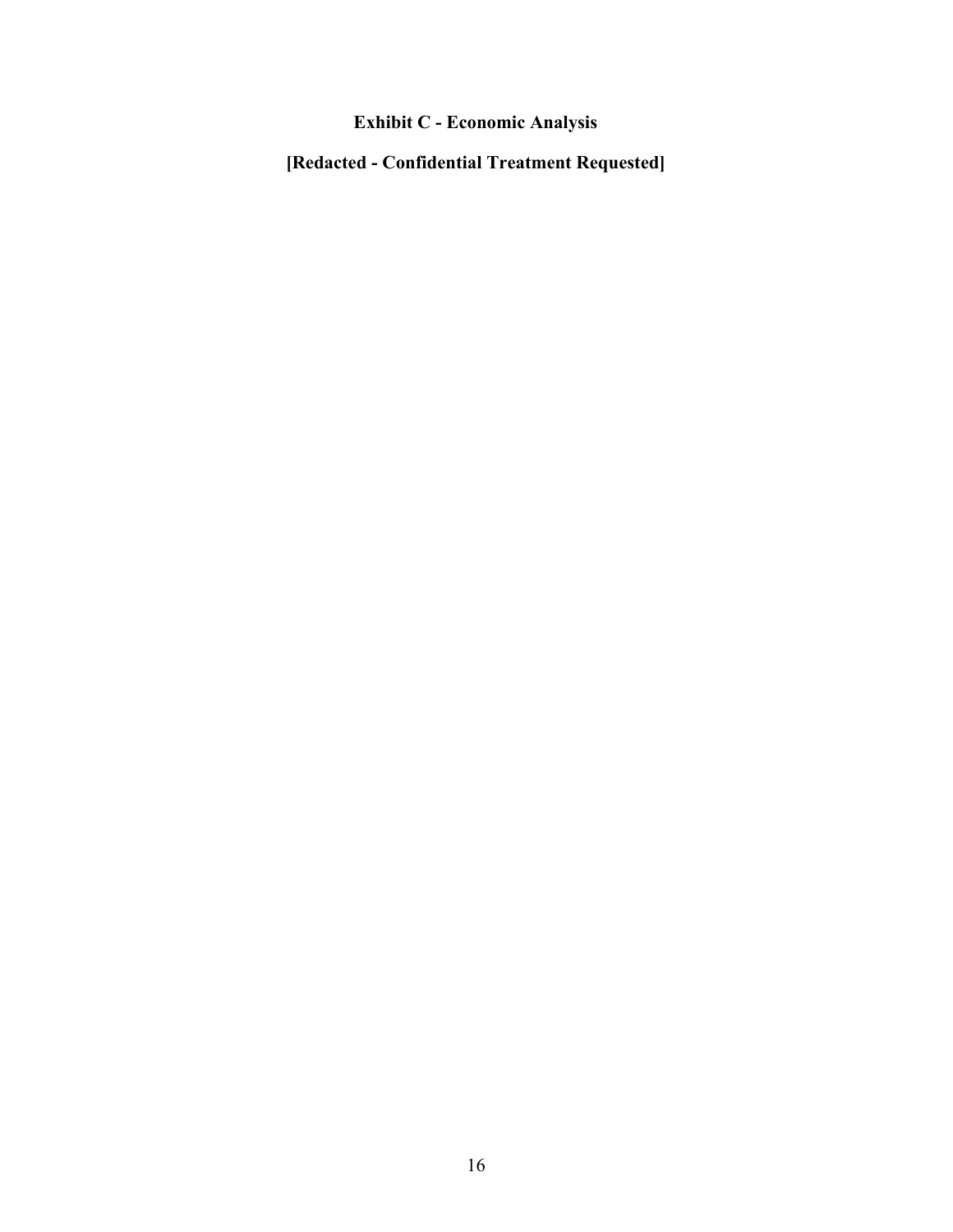**Exhibit C - Economic Analysis**

**[Redacted - Confidential Treatment Requested]**